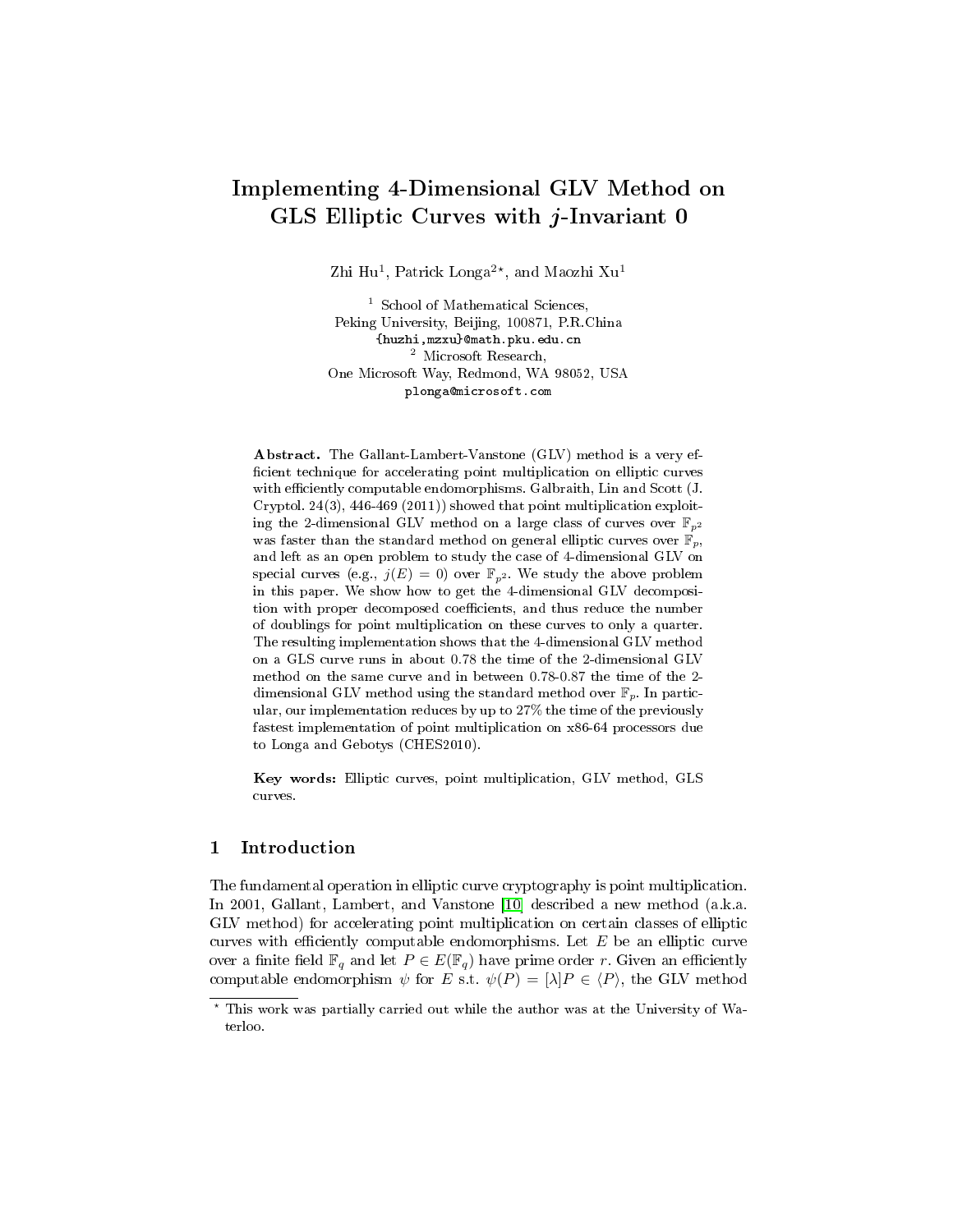# Implementing 4-Dimensional GLV Method on GLS Elliptic Curves with $j$-Invariant 0

Zhi Hu[1], Patrick Longa[2]*, and Maozhi Xu[1]

[1] School of Mathematical Sciences, Peking University, Beijing, 100871, P.R.China
{huzhi,mzxu}@math.pku.edu.cn

[2] Microsoft Research, One Microsoft Way, Redmond, WA 98052, USA
plonga@microsoft.com

**Abstract.** The Gallant-Lambert-Vanstone (GLV) method is a very efficient technique for accelerating point multiplication on elliptic curves with efficiently computable endomorphisms. Galbraith, Lin and Scott (J. Cryptol. 24(3), 446-469 (2011)) showed that point multiplication exploiting the 2-dimensional GLV method on a large class of curves over $\mathbb{F}_{p^2}$ was faster than the standard method on general elliptic curves over $\mathbb{F}_p$, and left as an open problem to study the case of 4-dimensional GLV on special curves (e.g., $j(E) = 0$) over $\mathbb{F}_{p^2}$. We study the above problem in this paper. We show how to get the 4-dimensional GLV decomposition with proper decomposed coefficients, and thus reduce the number of doublings for point multiplication on these curves to only a quarter. The resulting implementation shows that the 4-dimensional GLV method on a GLS curve runs in about 0.78 the time of the 2-dimensional GLV method on the same curve and in between 0.78-0.87 the time of the 2-dimensional GLV method using the standard method over $\mathbb{F}_p$. In particular, our implementation reduces by up to 27% the time of the previously fastest implementation of point multiplication on x86-64 processors due to Longa and Gebotys (CHES2010).

**Key words:** Elliptic curves, point multiplication, GLV method, GLS curves.

## 1 Introduction

The fundamental operation in elliptic curve cryptography is point multiplication. In 2001, Gallant, Lambert, and Vanstone [10] described a new method (a.k.a. GLV method) for accelerating point multiplication on certain classes of elliptic curves with efficiently computable endomorphisms. Let $E$ be an elliptic curve over a finite field $\mathbb{F}_q$ and let $P \in E(\mathbb{F}_q)$ have prime order $r$. Given an efficiently computable endomorphism $\psi$ for $E$ s.t. $\psi(P) = [\lambda]P \in \langle P \rangle$, the GLV method

* This work was partially carried out while the author was at the University of Waterloo.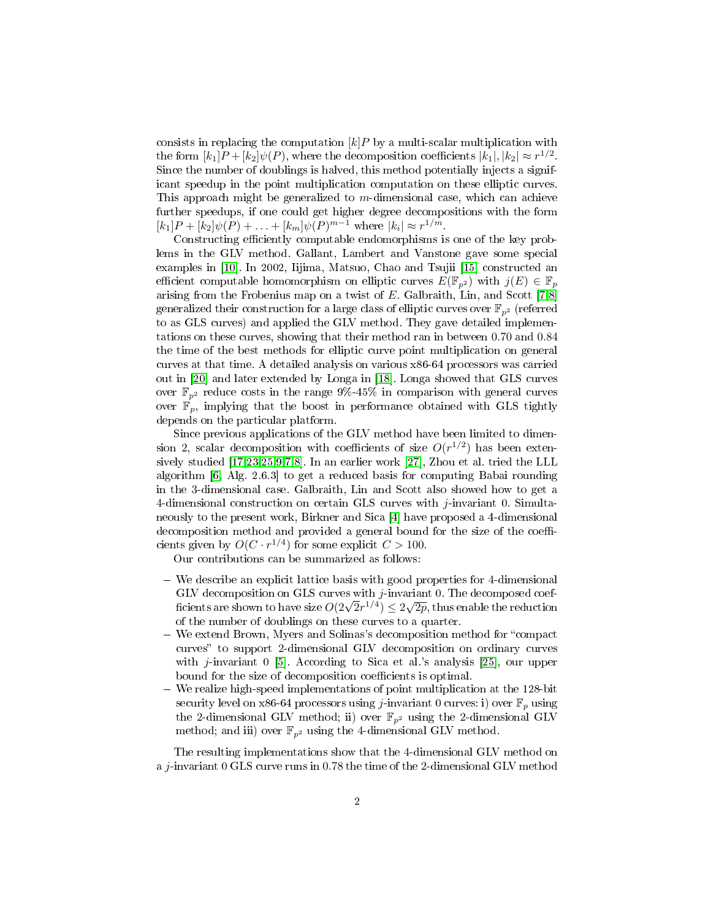consists in replacing the computation $[k]P$ by a multi-scalar multiplication with the form $[k_1]P + [k_2]\psi(P)$, where the decomposition coefficients $|k_1|, |k_2| \approx r^{1/2}$. Since the number of doublings is halved, this method potentially injects a significant speedup in the point multiplication computation on these elliptic curves. This approach might be generalized to $m$-dimensional case, which can achieve further speedups, if one could get higher degree decompositions with the form $[k_1]P + [k_2]\psi(P) + \ldots + [k_m]\psi(P)^{m-1}$ where $|k_i| \approx r^{1/m}$.

Constructing efficiently computable endomorphisms is one of the key problems in the GLV method. Gallant, Lambert and Vanstone gave some special examples in [10]. In 2002, Iijima, Matsuo, Chao and Tsujii [15] constructed an efficient computable homomorphism on elliptic curves $E(\mathbb{F}_{p^2})$ with $j(E) \in \mathbb{F}_p$ arising from the Frobenius map on a twist of $E$. Galbraith, Lin, and Scott [7,8] generalized their construction for a large class of elliptic curves over $\mathbb{F}_{p^2}$ (referred to as GLS curves) and applied the GLV method. They gave detailed implementations on these curves, showing that their method ran in between 0.70 and 0.84 the time of the best methods for elliptic curve point multiplication on general curves at that time. A detailed analysis on various x86-64 processors was carried out in [20] and later extended by Longa in [18]. Longa showed that GLS curves over $\mathbb{F}_{p^2}$ reduce costs in the range 9%-45% in comparison with general curves over $\mathbb{F}_p$, implying that the boost in performance obtained with GLS tightly depends on the particular platform.

Since previous applications of the GLV method have been limited to dimension 2, scalar decomposition with coefficients of size $O(r^{1/2})$ has been extensively studied [17,23,25,9,7,8]. In an earlier work [27], Zhou et al. tried the LLL algorithm [6, Alg. 2.6.3] to get a reduced basis for computing Babai rounding in the 3-dimensional case. Galbraith, Lin and Scott also showed how to get a 4-dimensional construction on certain GLS curves with $j$-invariant 0. Simultaneously to the present work, Birkner and Sica [4] have proposed a 4-dimensional decomposition method and provided a general bound for the size of the coefficients given by $O(C \cdot r^{1/4})$ for some explicit $C > 100$.

Our contributions can be summarized as follows:

- We describe an explicit lattice basis with good properties for 4-dimensional GLV decomposition on GLS curves with $j$-invariant 0. The decomposed coefficients are shown to have size $O(2\sqrt{2}r^{1/4}) \leq 2\sqrt{2p}$, thus enable the reduction of the number of doublings on these curves to a quarter.
- We extend Brown, Myers and Solinas's decomposition method for "compact curves" to support 2-dimensional GLV decomposition on ordinary curves with $j$-invariant 0 [5]. According to Sica et al.'s analysis [25], our upper bound for the size of decomposition coefficients is optimal.
- We realize high-speed implementations of point multiplication at the 128-bit security level on x86-64 processors using $j$-invariant 0 curves: **i)** over $\mathbb{F}_p$ using the 2-dimensional GLV method; **ii)** over $\mathbb{F}_{p^2}$ using the 2-dimensional GLV method; and **iii)** over $\mathbb{F}_{p^2}$ using the 4-dimensional GLV method.

The resulting implementations show that the 4-dimensional GLV method on a $j$-invariant 0 GLS curve runs in 0.78 the time of the 2-dimensional GLV method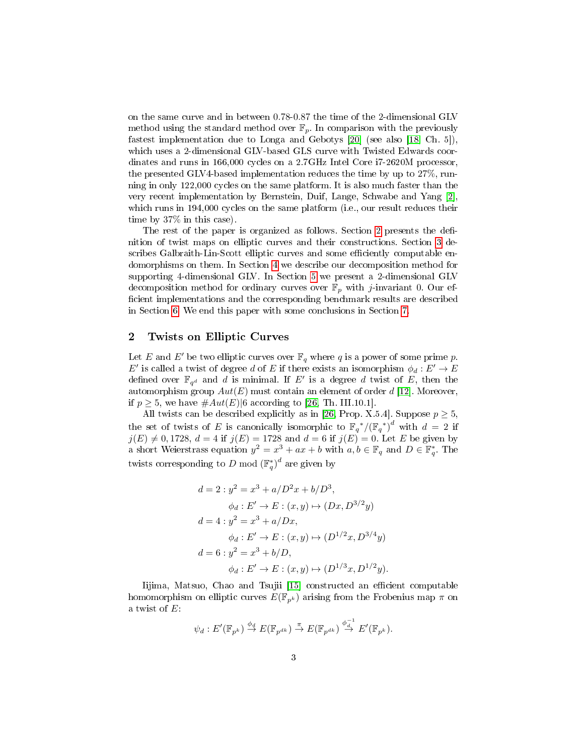on the same curve and in between 0.78-0.87 the time of the 2-dimensional GLV method using the standard method over $\mathbb{F}_p$. In comparison with the previously fastest implementation due to Longa and Gebotys [20] (see also [18, Ch. 5]), which uses a 2-dimensional GLV-based GLS curve with Twisted Edwards coordinates and runs in 166,000 cycles on a 2.7GHz Intel Core i7-2620M processor, the presented GLV4-based implementation reduces the time by up to 27%, running in only 122,000 cycles on the same platform. It is also much faster than the very recent implementation by Bernstein, Duif, Lange, Schwabe and Yang [2], which runs in 194,000 cycles on the same platform (i.e., our result reduces their time by 37% in this case).

The rest of the paper is organized as follows. Section 2 presents the definition of twist maps on elliptic curves and their constructions. Section 3 describes Galbraith-Lin-Scott elliptic curves and some efficiently computable endomorphisms on them. In Section 4 we describe our decomposition method for supporting 4-dimensional GLV. In Section 5 we present a 2-dimensional GLV decomposition method for ordinary curves over $\mathbb{F}_p$ with $j$-invariant 0. Our efficient implementations and the corresponding benchmark results are described in Section 6. We end this paper with some conclusions in Section 7.

## 2 Twists on Elliptic Curves

Let $E$ and $E'$ be two elliptic curves over $\mathbb{F}_q$ where $q$ is a power of some prime $p$. $E'$ is called a twist of degree $d$ of $E$ if there exists an isomorphism $\phi_d : E' \to E$ defined over $\mathbb{F}_{q^d}$ and $d$ is minimal. If $E'$ is a degree $d$ twist of $E$, then the automorphism group $Aut(E)$ must contain an element of order $d$ [12]. Moreover, if $p \geq 5$, we have $\#Aut(E)|6$ according to [26, Th. III.10.1].

All twists can be described explicitly as in [26, Prop. X.5.4]. Suppose $p \geq 5$, the set of twists of $E$ is canonically isomorphic to $\mathbb{F}_q{}^*/(\mathbb{F}_q{}^*)^d$ with $d = 2$ if $j(E) \neq 0, 1728$, $d = 4$ if $j(E) = 1728$ and $d = 6$ if $j(E) = 0$. Let $E$ be given by a short Weierstrass equation $y^2 = x^3 + ax + b$ with $a, b \in \mathbb{F}_q$ and $D \in \mathbb{F}_q^*$. The twists corresponding to $D \bmod (\mathbb{F}_q^*)^d$ are given by

$$
\begin{aligned}
d = 2 : & \; y^2 = x^3 + a/D^2 x + b/D^3, \\
& \; \phi_d : E' \to E : (x, y) \mapsto (Dx, D^{3/2} y) \\
d = 4 : & \; y^2 = x^3 + a/D x, \\
& \; \phi_d : E' \to E : (x, y) \mapsto (D^{1/2} x, D^{3/4} y) \\
d = 6 : & \; y^2 = x^3 + b/D, \\
& \; \phi_d : E' \to E : (x, y) \mapsto (D^{1/3} x, D^{1/2} y).
\end{aligned}
$$

Iijima, Matsuo, Chao and Tsujii [15] constructed an efficient computable homomorphism on elliptic curves $E(\mathbb{F}_{p^k})$ arising from the Frobenius map $\pi$ on a twist of $E$:

$$\psi_d : E'(\mathbb{F}_{p^k}) \xrightarrow{\phi_d} E(\mathbb{F}_{p^{dk}}) \xrightarrow{\pi} E(\mathbb{F}_{p^{dk}}) \xrightarrow{\phi_d^{-1}} E'(\mathbb{F}_{p^k}).$$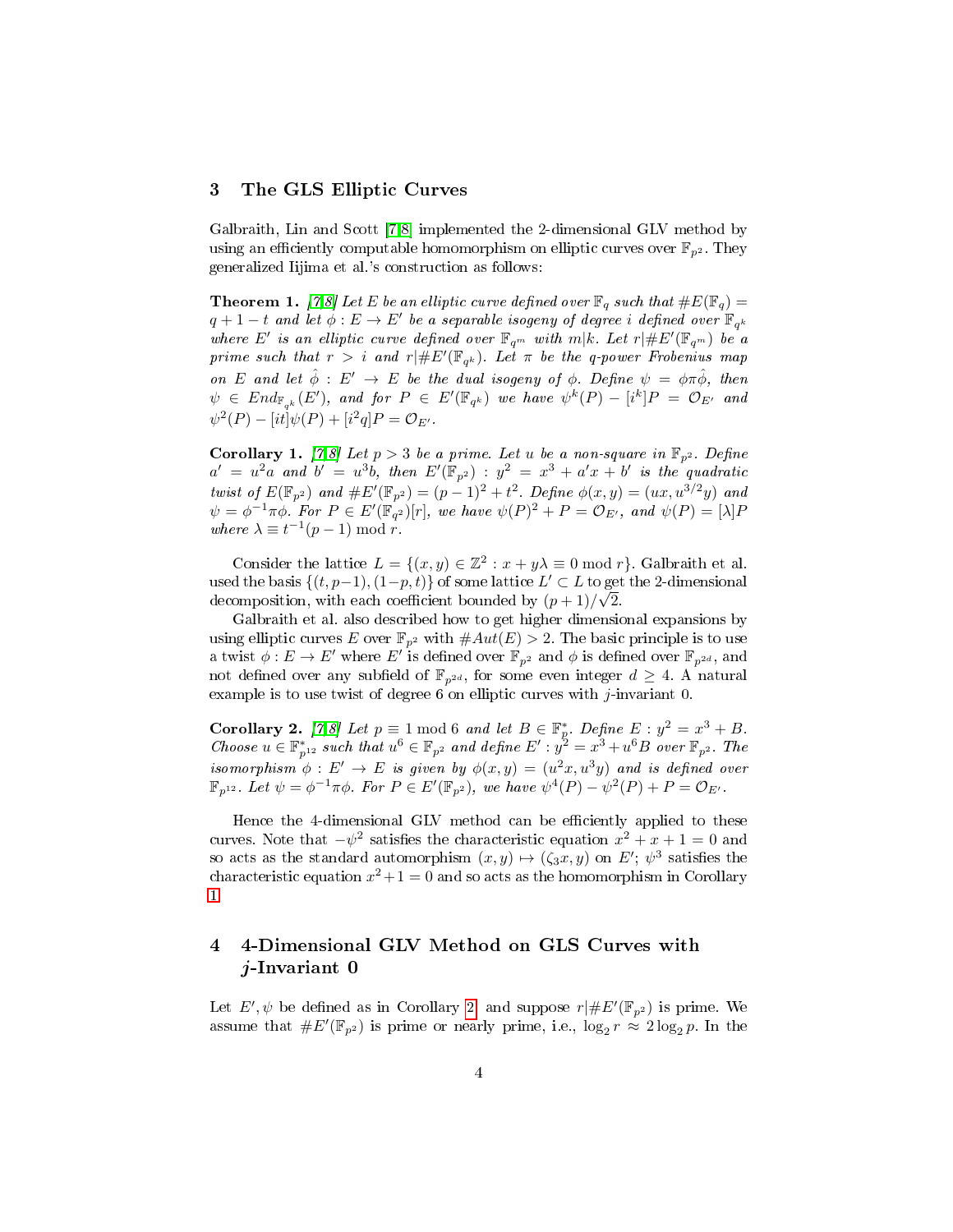## 3 The GLS Elliptic Curves

Galbraith, Lin and Scott [7,8] implemented the 2-dimensional GLV method by using an efficiently computable homomorphism on elliptic curves over $\mathbb{F}_{p^2}$. They generalized Iijima et al.'s construction as follows:

**Theorem 1.** *[7,8] Let $E$ be an elliptic curve defined over $\mathbb{F}_q$ such that $\#E(\mathbb{F}_q) = q + 1 - t$ and let $\phi : E \to E'$ be a separable isogeny of degree $i$ defined over $\mathbb{F}_{q^k}$ where $E'$ is an elliptic curve defined over $\mathbb{F}_{q^m}$ with $m|k$. Let $r|\#E'(\mathbb{F}_{q^m})$ be a prime such that $r > i$ and $r|\#E'(\mathbb{F}_{q^k})$. Let $\pi$ be the $q$-power Frobenius map on $E$ and let $\hat{\phi} : E' \to E$ be the dual isogeny of $\phi$. Define $\psi = \phi\pi\hat{\phi}$, then $\psi \in End_{\mathbb{F}_{q^k}}(E')$, and for $P \in E'(\mathbb{F}_{q^k})$ we have $\psi^k(P) - [i^k]P = \mathcal{O}_{E'}$ and $\psi^2(P) - [it]\psi(P) + [i^2q]P = \mathcal{O}_{E'}$.*

**Corollary 1.** *[7,8] Let $p > 3$ be a prime. Let $u$ be a non-square in $\mathbb{F}_{p^2}$. Define $a' = u^2a$ and $b' = u^3b$, then $E'(\mathbb{F}_{p^2}) : y^2 = x^3 + a'x + b'$ is the quadratic twist of $E(\mathbb{F}_{p^2})$ and $\#E'(\mathbb{F}_{p^2}) = (p-1)^2 + t^2$. Define $\phi(x, y) = (ux, u^{3/2}y)$ and $\psi = \phi^{-1}\pi\phi$. For $P \in E'(\mathbb{F}_{q^2})[r]$, we have $\psi(P)^2 + P = \mathcal{O}_{E'}$, and $\psi(P) = [\lambda]P$ where $\lambda \equiv t^{-1}(p-1) \bmod r$.*

Consider the lattice $L = \{(x, y) \in \mathbb{Z}^2 : x + y\lambda \equiv 0 \bmod r\}$. Galbraith et al. used the basis $\{(t, p-1), (1-p, t)\}$ of some lattice $L' \subset L$ to get the 2-dimensional decomposition, with each coefficient bounded by $(p + 1)/\sqrt{2}$.

Galbraith et al. also described how to get higher dimensional expansions by using elliptic curves $E$ over $\mathbb{F}_{p^2}$ with $\#Aut(E) > 2$. The basic principle is to use a twist $\phi : E \to E'$ where $E'$ is defined over $\mathbb{F}_{p^2}$ and $\phi$ is defined over $\mathbb{F}_{p^{2d}}$, and not defined over any subfield of $\mathbb{F}_{p^{2d}}$, for some even integer $d \geq 4$. A natural example is to use twist of degree 6 on elliptic curves with $j$-invariant 0.

**Corollary 2.** *[7,8] Let $p \equiv 1 \bmod 6$ and let $B \in \mathbb{F}_p^*$. Define $E : y^2 = x^3 + B$. Choose $u \in \mathbb{F}_{p^{12}}^*$ such that $u^6 \in \mathbb{F}_{p^2}$ and define $E' : y^2 = x^3 + u^6B$ over $\mathbb{F}_{p^2}$. The isomorphism $\phi : E' \to E$ is given by $\phi(x, y) = (u^2x, u^3y)$ and is defined over $\mathbb{F}_{p^{12}}$. Let $\psi = \phi^{-1}\pi\phi$. For $P \in E'(\mathbb{F}_{p^2})$, we have $\psi^4(P) - \psi^2(P) + P = \mathcal{O}_{E'}$.*

Hence the 4-dimensional GLV method can be efficiently applied to these curves. Note that $-\psi^2$ satisfies the characteristic equation $x^2 + x + 1 = 0$ and so acts as the standard automorphism $(x, y) \mapsto (\zeta_3 x, y)$ on $E'$; $\psi^3$ satisfies the characteristic equation $x^2 + 1 = 0$ and so acts as the homomorphism in Corollary 1.

## 4 4-Dimensional GLV Method on GLS Curves with $j$-Invariant 0

Let $E', \psi$ be defined as in Corollary 2, and suppose $r|\#E'(\mathbb{F}_{p^2})$ is prime. We assume that $\#E'(\mathbb{F}_{p^2})$ is prime or nearly prime, i.e., $\log_2 r \approx 2\log_2 p$. In the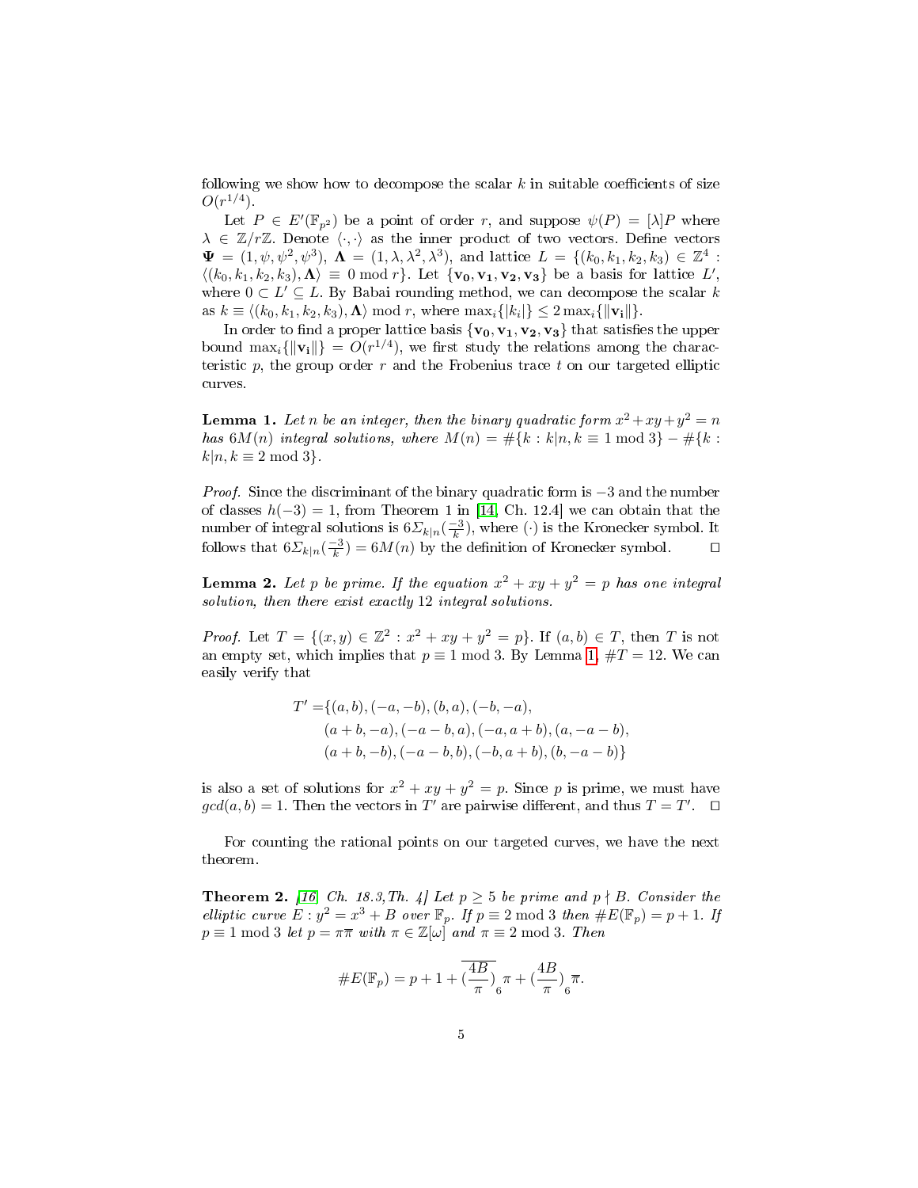following we show how to decompose the scalar $k$ in suitable coefficients of size $O(r^{1/4})$.

Let $P \in E'(\mathbb{F}_{p^2})$ be a point of order $r$, and suppose $\psi(P) = [\lambda]P$ where $\lambda \in \mathbb{Z}/r\mathbb{Z}$. Denote $\langle \cdot, \cdot \rangle$ as the inner product of two vectors. Define vectors $\mathbf{\Psi} = (1, \psi, \psi^2, \psi^3)$, $\mathbf{\Lambda} = (1, \lambda, \lambda^2, \lambda^3)$, and lattice $L = \{(k_0, k_1, k_2, k_3) \in \mathbb{Z}^4 : \langle (k_0, k_1, k_2, k_3), \mathbf{\Lambda} \rangle \equiv 0 \bmod r\}$. Let $\{\mathbf{v_0}, \mathbf{v_1}, \mathbf{v_2}, \mathbf{v_3}\}$ be a basis for lattice $L'$, where $0 \subset L' \subseteq L$. By Babai rounding method, we can decompose the scalar $k$ as $k \equiv \langle (k_0, k_1, k_2, k_3), \mathbf{\Lambda} \rangle \bmod r$, where $\max_i\{|k_i|\} \leq 2 \max_i\{\|\mathbf{v_i}\|\}$.

In order to find a proper lattice basis $\{\mathbf{v_0}, \mathbf{v_1}, \mathbf{v_2}, \mathbf{v_3}\}$ that satisfies the upper bound $\max_i\{\|\mathbf{v_i}\|\} = O(r^{1/4})$, we first study the relations among the characteristic $p$, the group order $r$ and the Frobenius trace $t$ on our targeted elliptic curves.

**Lemma 1.** *Let $n$ be an integer, then the binary quadratic form $x^2 + xy + y^2 = n$ has $6M(n)$ integral solutions, where $M(n) = \#\{k : k|n, k \equiv 1 \bmod 3\} - \#\{k : k|n, k \equiv 2 \bmod 3\}$.*

*Proof.* Since the discriminant of the binary quadratic form is $-3$ and the number of classes $h(-3) = 1$, from Theorem 1 in [14, Ch. 12.4] we can obtain that the number of integral solutions is $6\Sigma_{k|n}(\frac{-3}{k})$, where $(\cdot)$ is the Kronecker symbol. It follows that $6\Sigma_{k|n}(\frac{-3}{k}) = 6M(n)$ by the definition of Kronecker symbol. □

**Lemma 2.** *Let $p$ be prime. If the equation $x^2 + xy + y^2 = p$ has one integral solution, then there exist exactly 12 integral solutions.*

*Proof.* Let $T = \{(x, y) \in \mathbb{Z}^2 : x^2 + xy + y^2 = p\}$. If $(a, b) \in T$, then $T$ is not an empty set, which implies that $p \equiv 1 \bmod 3$. By Lemma 1, $\#T = 12$. We can easily verify that

$$
\begin{aligned}
T' =\{&(a, b), (-a, -b), (b, a), (-b, -a),\\
&(a + b, -a), (-a - b, a), (-a, a + b), (a, -a - b),\\
&(a + b, -b), (-a - b, b), (-b, a + b), (b, -a - b)\}
\end{aligned}
$$

is also a set of solutions for $x^2 + xy + y^2 = p$. Since $p$ is prime, we must have $gcd(a, b) = 1$. Then the vectors in $T'$ are pairwise different, and thus $T = T'$. □

For counting the rational points on our targeted curves, we have the next theorem.

**Theorem 2.** *[16, Ch. 18.3, Th. 4] Let $p \geq 5$ be prime and $p \nmid B$. Consider the elliptic curve $E : y^2 = x^3 + B$ over $\mathbb{F}_p$. If $p \equiv 2 \bmod 3$ then $\#E(\mathbb{F}_p) = p + 1$. If $p \equiv 1 \bmod 3$ let $p = \pi\overline{\pi}$ with $\pi \in \mathbb{Z}[\omega]$ and $\pi \equiv 2 \bmod 3$. Then*

$$
\#E(\mathbb{F}_p) = p + 1 + \overline{\left(\frac{4B}{\pi}\right)_6}\pi + \left(\frac{4B}{\pi}\right)_6\overline{\pi}.
$$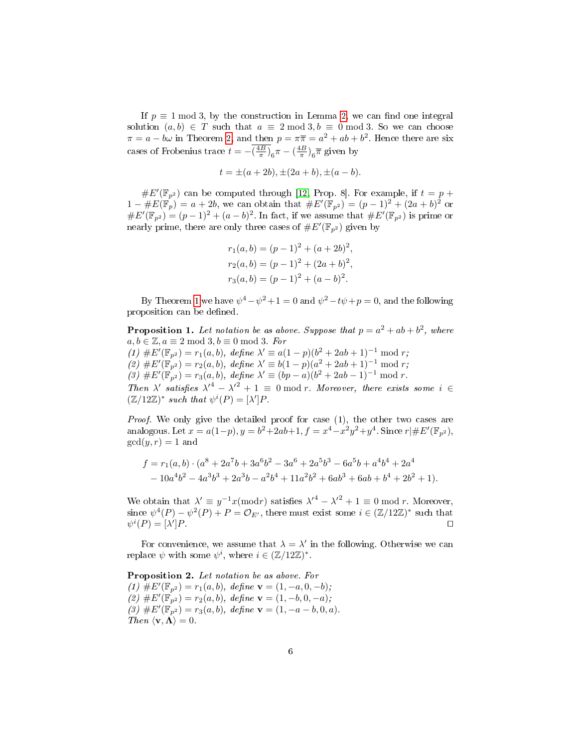If $p \equiv 1 \bmod 3$, by the construction in Lemma 2, we can find one integral solution $(a,b) \in T$ such that $a \equiv 2 \bmod 3, b \equiv 0 \bmod 3$. So we can choose $\pi = a - b\omega$ in Theorem 2, and then $p = \pi\overline{\pi} = a^2 + ab + b^2$. Hence there are six cases of Frobenius trace $t = -\overline{\left(\frac{4B}{\pi}\right)_6}\pi - \left(\frac{4B}{\pi}\right)_6\overline{\pi}$ given by

$$t = \pm(a+2b), \pm(2a+b), \pm(a-b).$$

$\#E'(\mathbb{F}_{p^2})$ can be computed through [12, Prop. 8]. For example, if $t = p + 1 - \#E(\mathbb{F}_p) = a + 2b$, we can obtain that $\#E'(\mathbb{F}_{p^2}) = (p-1)^2 + (2a+b)^2$ or $\#E'(\mathbb{F}_{p^2}) = (p-1)^2 + (a-b)^2$. In fact, if we assume that $\#E'(\mathbb{F}_{p^2})$ is prime or nearly prime, there are only three cases of $\#E'(\mathbb{F}_{p^2})$ given by

$$\begin{aligned}
r_1(a,b) &= (p-1)^2 + (a+2b)^2,\\
r_2(a,b) &= (p-1)^2 + (2a+b)^2,\\
r_3(a,b) &= (p-1)^2 + (a-b)^2.
\end{aligned}$$

By Theorem 1 we have $\psi^4 - \psi^2 + 1 = 0$ and $\psi^2 - t\psi + p = 0$, and the following proposition can be defined.

**Proposition 1.** *Let notation be as above. Suppose that $p = a^2 + ab + b^2$, where $a, b \in \mathbb{Z}, a \equiv 2 \bmod 3, b \equiv 0 \bmod 3$. For*
*(1) $\#E'(\mathbb{F}_{p^2}) = r_1(a,b)$, define $\lambda' \equiv a(1-p)(b^2 + 2ab + 1)^{-1} \bmod r$;*
*(2) $\#E'(\mathbb{F}_{p^2}) = r_2(a,b)$, define $\lambda' \equiv b(1-p)(a^2 + 2ab + 1)^{-1} \bmod r$;*
*(3) $\#E'(\mathbb{F}_{p^2}) = r_3(a,b)$, define $\lambda' \equiv (bp - a)(b^2 + 2ab - 1)^{-1} \bmod r$.*
*Then $\lambda'$ satisfies ${\lambda'}^4 - {\lambda'}^2 + 1 \equiv 0 \bmod r$. Moreover, there exists some $i \in (\mathbb{Z}/12\mathbb{Z})^*$ such that $\psi^i(P) = [\lambda']P$.*

*Proof.* We only give the detailed proof for case (1), the other two cases are analogous. Let $x = a(1-p), y = b^2 + 2ab + 1, f = x^4 - x^2y^2 + y^4$. Since $r | \#E'(\mathbb{F}_{p^2})$, $\gcd(y, r) = 1$ and

$$\begin{aligned}
f = r_1(a,b) \cdot (&a^8 + 2a^7b + 3a^6b^2 - 3a^6 + 2a^5b^3 - 6a^5b + a^4b^4 + 2a^4\\
&- 10a^4b^2 - 4a^3b^3 + 2a^3b - a^2b^4 + 11a^2b^2 + 6ab^3 + 6ab + b^4 + 2b^2 + 1).
\end{aligned}$$

We obtain that $\lambda' \equiv y^{-1}x (\mathrm{mod} r)$ satisfies ${\lambda'}^4 - {\lambda'}^2 + 1 \equiv 0 \bmod r$. Moreover, since $\psi^4(P) - \psi^2(P) + P = \mathcal{O}_{E'}$, there must exist some $i \in (\mathbb{Z}/12\mathbb{Z})^*$ such that $\psi^i(P) = [\lambda']P$. $\square$

For convenience, we assume that $\lambda = \lambda'$ in the following. Otherwise we can replace $\psi$ with some $\psi^i$, where $i \in (\mathbb{Z}/12\mathbb{Z})^*$.

**Proposition 2.** *Let notation be as above. For*
*(1) $\#E'(\mathbb{F}_{p^2}) = r_1(a,b)$, define $\mathbf{v} = (1, -a, 0, -b)$;*
*(2) $\#E'(\mathbb{F}_{p^2}) = r_2(a,b)$, define $\mathbf{v} = (1, -b, 0, -a)$;*
*(3) $\#E'(\mathbb{F}_{p^2}) = r_3(a,b)$, define $\mathbf{v} = (1, -a-b, 0, a)$.*
*Then $\langle \mathbf{v}, \mathbf{\Lambda} \rangle = 0$.*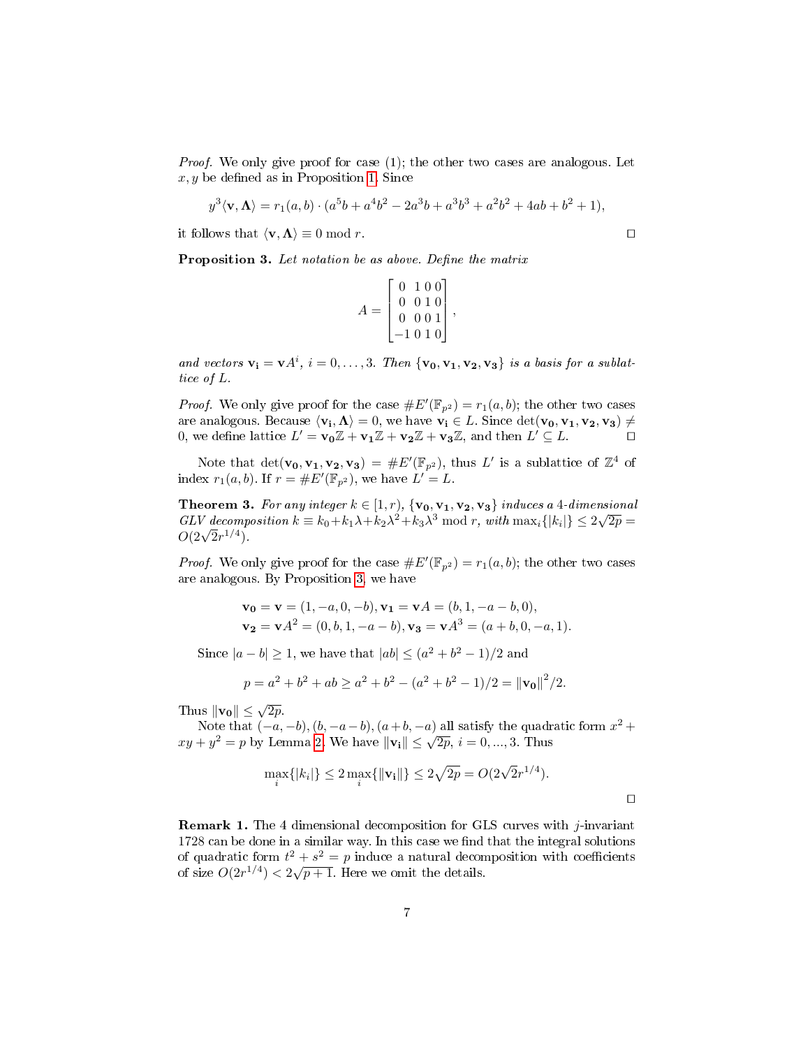*Proof.* We only give proof for case (1); the other two cases are analogous. Let $x, y$ be defined as in Proposition 1. Since

$$y^3\langle \mathbf{v}, \mathbf{\Lambda}\rangle = r_1(a,b)\cdot(a^5b + a^4b^2 - 2a^3b + a^3b^3 + a^2b^2 + 4ab + b^2 + 1),$$

it follows that $\langle \mathbf{v}, \mathbf{\Lambda}\rangle \equiv 0 \bmod r$. ◻

**Proposition 3.** *Let notation be as above. Define the matrix*

$$A = \begin{bmatrix} 0 & 1 & 0 & 0 \\ 0 & 0 & 1 & 0 \\ 0 & 0 & 0 & 1 \\ -1 & 0 & 1 & 0 \end{bmatrix},$$

*and vectors* $\mathbf{v_i} = \mathbf{v}A^i$, $i = 0, \ldots, 3$. *Then* $\{\mathbf{v_0}, \mathbf{v_1}, \mathbf{v_2}, \mathbf{v_3}\}$ *is a basis for a sublattice of* $L$.

*Proof.* We only give proof for the case $\#E'(\mathbb{F}_{p^2}) = r_1(a,b)$; the other two cases are analogous. Because $\langle \mathbf{v_i}, \mathbf{\Lambda}\rangle = 0$, we have $\mathbf{v_i} \in L$. Since $\det(\mathbf{v_0}, \mathbf{v_1}, \mathbf{v_2}, \mathbf{v_3}) \neq 0$, we define lattice $L' = \mathbf{v_0}\mathbb{Z} + \mathbf{v_1}\mathbb{Z} + \mathbf{v_2}\mathbb{Z} + \mathbf{v_3}\mathbb{Z}$, and then $L' \subseteq L$. ◻

Note that $\det(\mathbf{v_0}, \mathbf{v_1}, \mathbf{v_2}, \mathbf{v_3}) = \#E'(\mathbb{F}_{p^2})$, thus $L'$ is a sublattice of $\mathbb{Z}^4$ of index $r_1(a,b)$. If $r = \#E'(\mathbb{F}_{p^2})$, we have $L' = L$.

**Theorem 3.** *For any integer* $k \in [1, r)$, $\{\mathbf{v_0}, \mathbf{v_1}, \mathbf{v_2}, \mathbf{v_3}\}$ *induces a 4-dimensional GLV decomposition* $k \equiv k_0 + k_1\lambda + k_2\lambda^2 + k_3\lambda^3 \bmod r$, *with* $\max_i\{|k_i|\} \leq 2\sqrt{2p} = O(2\sqrt{2}r^{1/4})$.

*Proof.* We only give proof for the case $\#E'(\mathbb{F}_{p^2}) = r_1(a,b)$; the other two cases are analogous. By Proposition 3, we have

$$\mathbf{v_0} = \mathbf{v} = (1, -a, 0, -b), \mathbf{v_1} = \mathbf{v}A = (b, 1, -a-b, 0),$$
$$\mathbf{v_2} = \mathbf{v}A^2 = (0, b, 1, -a-b), \mathbf{v_3} = \mathbf{v}A^3 = (a+b, 0, -a, 1).$$

Since $|a - b| \geq 1$, we have that $|ab| \leq (a^2 + b^2 - 1)/2$ and

$$p = a^2 + b^2 + ab \geq a^2 + b^2 - (a^2 + b^2 - 1)/2 = \|\mathbf{v_0}\|^2/2.$$

Thus $\|\mathbf{v_0}\| \leq \sqrt{2p}$.

Note that $(-a, -b), (b, -a-b), (a+b, -a)$ all satisfy the quadratic form $x^2 + xy + y^2 = p$ by Lemma 2. We have $\|\mathbf{v_i}\| \leq \sqrt{2p}$, $i = 0, ..., 3$. Thus

$$\max_i\{|k_i|\} \leq 2\max_i\{\|\mathbf{v_i}\|\} \leq 2\sqrt{2p} = O(2\sqrt{2}r^{1/4}).$$

◻

**Remark 1.** The 4 dimensional decomposition for GLS curves with $j$-invariant 1728 can be done in a similar way. In this case we find that the integral solutions of quadratic form $t^2 + s^2 = p$ induce a natural decomposition with coefficients of size $O(2r^{1/4}) < 2\sqrt{p+1}$. Here we omit the details.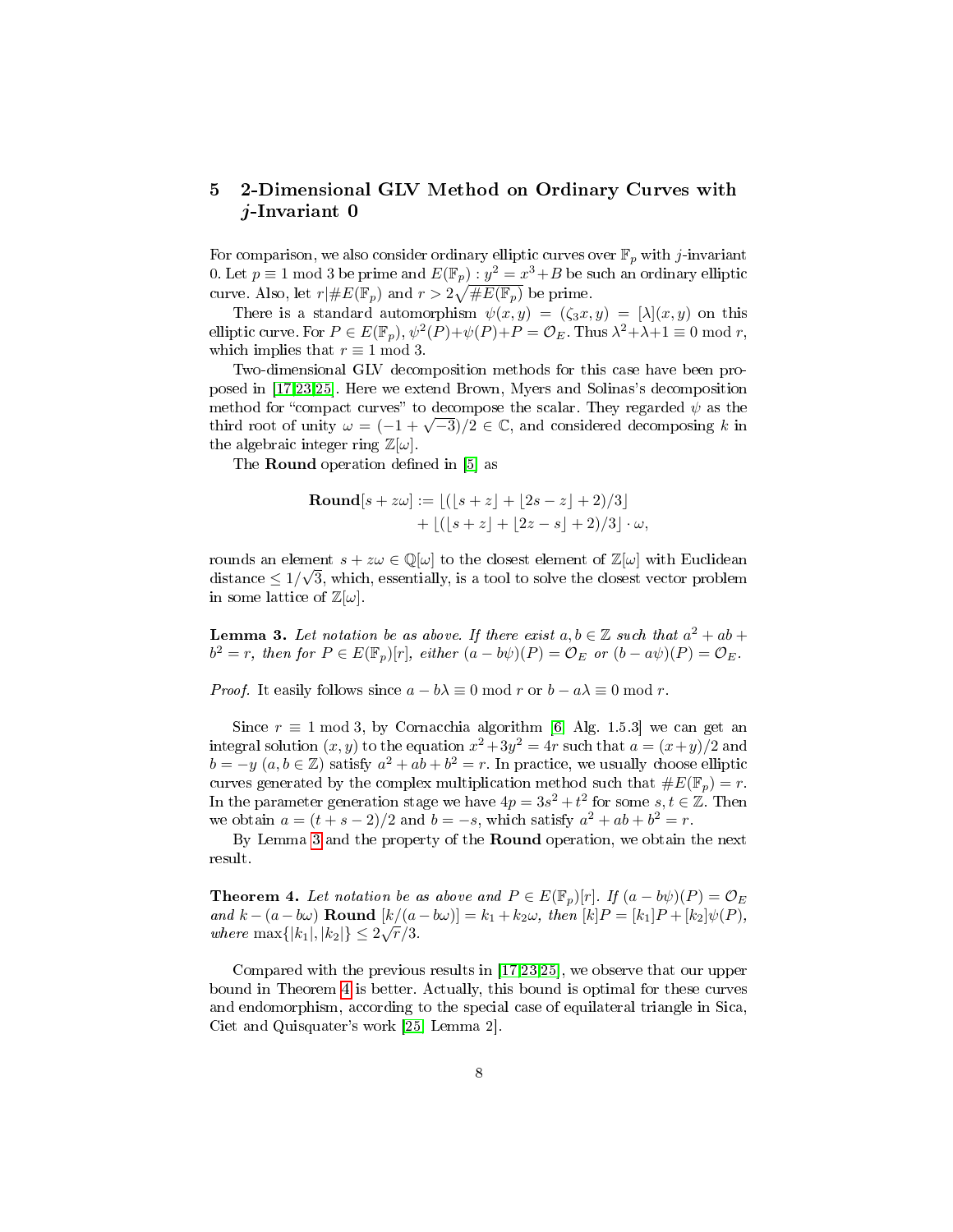## 5 2-Dimensional GLV Method on Ordinary Curves with $j$-Invariant 0

For comparison, we also consider ordinary elliptic curves over $\mathbb{F}_p$ with $j$-invariant 0. Let $p \equiv 1 \bmod 3$ be prime and $E(\mathbb{F}_p) : y^2 = x^3 + B$ be such an ordinary elliptic curve. Also, let $r | \#E(\mathbb{F}_p)$ and $r > 2\sqrt{\#E(\mathbb{F}_p)}$ be prime.

There is a standard automorphism $\psi(x, y) = (\zeta_3 x, y) = [\lambda](x, y)$ on this elliptic curve. For $P \in E(\mathbb{F}_p)$, $\psi^2(P) + \psi(P) + P = \mathcal{O}_E$. Thus $\lambda^2 + \lambda + 1 \equiv 0 \bmod r$, which implies that $r \equiv 1 \bmod 3$.

Two-dimensional GLV decomposition methods for this case have been proposed in [17,23,25]. Here we extend Brown, Myers and Solinas's decomposition method for "compact curves" to decompose the scalar. They regarded $\psi$ as the third root of unity $\omega = (-1 + \sqrt{-3})/2 \in \mathbb{C}$, and considered decomposing $k$ in the algebraic integer ring $\mathbb{Z}[\omega]$.

The **Round** operation defined in [5] as

$$\begin{aligned}\textbf{Round}[s + z\omega] := &\lfloor (\lfloor s + z \rfloor + \lfloor 2s - z \rfloor + 2)/3 \rfloor \\ &+ \lfloor (\lfloor s + z \rfloor + \lfloor 2z - s \rfloor + 2)/3 \rfloor \cdot \omega,\end{aligned}$$

rounds an element $s + z\omega \in \mathbb{Q}[\omega]$ to the closest element of $\mathbb{Z}[\omega]$ with Euclidean distance $\leq 1/\sqrt{3}$, which, essentially, is a tool to solve the closest vector problem in some lattice of $\mathbb{Z}[\omega]$.

**Lemma 3.** *Let notation be as above. If there exist $a, b \in \mathbb{Z}$ such that $a^2 + ab + b^2 = r$, then for $P \in E(\mathbb{F}_p)[r]$, either $(a - b\psi)(P) = \mathcal{O}_E$ or $(b - a\psi)(P) = \mathcal{O}_E$.*

*Proof.* It easily follows since $a - b\lambda \equiv 0 \bmod r$ or $b - a\lambda \equiv 0 \bmod r$.

Since $r \equiv 1 \bmod 3$, by Cornacchia algorithm [6, Alg. 1.5.3] we can get an integral solution $(x, y)$ to the equation $x^2 + 3y^2 = 4r$ such that $a = (x + y)/2$ and $b = -y$ $(a, b \in \mathbb{Z})$ satisfy $a^2 + ab + b^2 = r$. In practice, we usually choose elliptic curves generated by the complex multiplication method such that $\#E(\mathbb{F}_p) = r$. In the parameter generation stage we have $4p = 3s^2 + t^2$ for some $s, t \in \mathbb{Z}$. Then we obtain $a = (t + s - 2)/2$ and $b = -s$, which satisfy $a^2 + ab + b^2 = r$.

By Lemma 3 and the property of the **Round** operation, we obtain the next result.

**Theorem 4.** *Let notation be as above and $P \in E(\mathbb{F}_p)[r]$. If $(a - b\psi)(P) = \mathcal{O}_E$ and $k - (a - b\omega)$ **Round** $[k/(a - b\omega)] = k_1 + k_2\omega$, then $[k]P = [k_1]P + [k_2]\psi(P)$, where $\max\{|k_1|, |k_2|\} \leq 2\sqrt{r}/3$.*

Compared with the previous results in [17,23,25], we observe that our upper bound in Theorem 4 is better. Actually, this bound is optimal for these curves and endomorphism, according to the special case of equilateral triangle in Sica, Ciet and Quisquater's work [25, Lemma 2].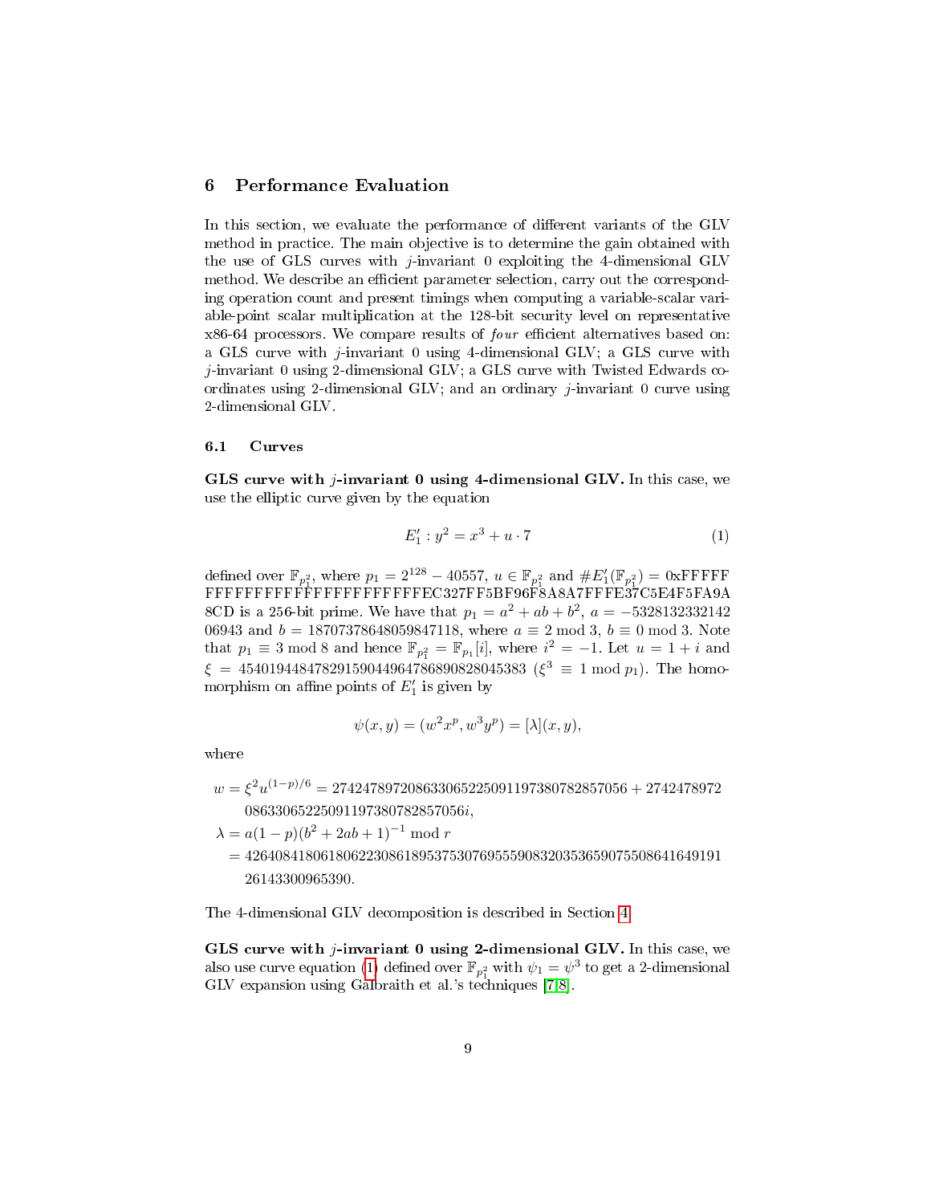## 6 Performance Evaluation

In this section, we evaluate the performance of different variants of the GLV method in practice. The main objective is to determine the gain obtained with the use of GLS curves with $j$-invariant 0 exploiting the 4-dimensional GLV method. We describe an efficient parameter selection, carry out the corresponding operation count and present timings when computing a variable-scalar variable-point scalar multiplication at the 128-bit security level on representative x86-64 processors. We compare results of *four* efficient alternatives based on: a GLS curve with $j$-invariant 0 using 4-dimensional GLV; a GLS curve with $j$-invariant 0 using 2-dimensional GLV; a GLS curve with Twisted Edwards coordinates using 2-dimensional GLV; and an ordinary $j$-invariant 0 curve using 2-dimensional GLV.

### 6.1 Curves

**GLS curve with $j$-invariant 0 using 4-dimensional GLV.** In this case, we use the elliptic curve given by the equation

$$E_1' : y^2 = x^3 + u \cdot 7 \tag{1}$$

defined over $\mathbb{F}_{p_1^2}$, where $p_1 = 2^{128} - 40557$, $u \in \mathbb{F}_{p_1^2}$ and $\#E_1'(\mathbb{F}_{p_1^2}) = \text{0xFFFFFFFFFFFFFFFFFFFFFFFFFFFFFFFEC327FF5BF96F8A8A7FFFE37C5E4F5FA9A8CD}$ is a 256-bit prime. We have that $p_1 = a^2 + ab + b^2$, $a = -532813233214206943$ and $b = 18707378648059847118$, where $a \equiv 2 \bmod 3$, $b \equiv 0 \bmod 3$. Note that $p_1 \equiv 3 \bmod 8$ and hence $\mathbb{F}_{p_1^2} = \mathbb{F}_{p_1}[i]$, where $i^2 = -1$. Let $u = 1 + i$ and $\xi = 45401944847829159044964786890828045383$ ($\xi^3 \equiv 1 \bmod p_1$). The homomorphism on affine points of $E_1'$ is given by

$$\psi(x, y) = (w^2 x^p, w^3 y^p) = [\lambda](x, y),$$

where

$$\begin{aligned}
w &= \xi^2 u^{(1-p)/6} = 274247897208633065225091197380782857056 + 2742478972 \\
&\quad 08633065225091197380782857056i, \\
\lambda &= a(1-p)(b^2 + 2ab + 1)^{-1} \bmod r \\
&= 4264084180618062230861895375307695559083203536590755086416491 91 \\
&\quad 26143300965390.
\end{aligned}$$

The 4-dimensional GLV decomposition is described in Section 4.

**GLS curve with $j$-invariant 0 using 2-dimensional GLV.** In this case, we also use curve equation (1) defined over $\mathbb{F}_{p_1^2}$ with $\psi_1 = \psi^3$ to get a 2-dimensional GLV expansion using Galbraith et al.'s techniques [7,8].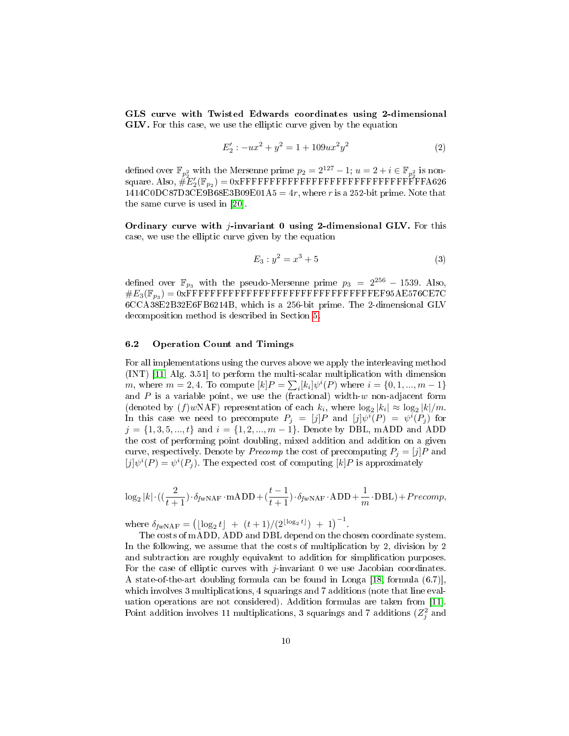**GLS curve with Twisted Edwards coordinates using 2-dimensional GLV.** For this case, we use the elliptic curve given by the equation

$$E_2' : -ux^2 + y^2 = 1 + 109ux^2y^2 \tag{2}$$

defined over $\mathbb{F}_{p_2^2}$ with the Mersenne prime $p_2 = 2^{127} - 1$; $u = 2 + i \in \mathbb{F}_{p_2^2}$ is non-square. Also, $\#E_2'(\mathbb{F}_{p_2}) = $ 0xFFFFFFFFFFFFFFFFFFFFFFFFFFFFFFFFFA626 1414C0DC87D3CE9B68E3B09E01A5 $= 4r$, where $r$ is a 252-bit prime. Note that the same curve is used in [20].

**Ordinary curve with $j$-invariant 0 using 2-dimensional GLV.** For this case, we use the elliptic curve given by the equation

$$E_3 : y^2 = x^3 + 5 \tag{3}$$

defined over $\mathbb{F}_{p_3}$ with the pseudo-Mersenne prime $p_3 = 2^{256} - 1539$. Also, $\#E_3(\mathbb{F}_{p_3}) = $ 0xFFFFFFFFFFFFFFFFFFFFFFFFFFFFFFFEF95AE576CE7C 6CCA38E2B32E6FB6214B, which is a 256-bit prime. The 2-dimensional GLV decomposition method is described in Section 5.

### 6.2 Operation Count and Timings

For all implementations using the curves above we apply the interleaving method (INT) [11, Alg. 3.51] to perform the multi-scalar multiplication with dimension $m$, where $m = 2, 4$. To compute $[k]P = \sum_i [k_i]\psi^i(P)$ where $i = \{0, 1, ..., m-1\}$ and $P$ is a variable point, we use the (fractional) width-$w$ non-adjacent form (denoted by $(f)w$NAF) representation of each $k_i$, where $\log_2 |k_i| \approx \log_2 |k|/m$. In this case we need to precompute $P_j = [j]P$ and $[j]\psi^i(P) = \psi^i(P_j)$ for $j = \{1, 3, 5, ..., t\}$ and $i = \{1, 2, ..., m-1\}$. Denote by DBL, mADD and ADD the cost of performing point doubling, mixed addition and addition on a given curve, respectively. Denote by *Precomp* the cost of precomputing $P_j = [j]P$ and $[j]\psi^i(P) = \psi^i(P_j)$. The expected cost of computing $[k]P$ is approximately

$$\log_2 |k| \cdot \left(\left(\frac{2}{t+1}\right) \cdot \delta_{fw\text{NAF}} \cdot \text{mADD} + \left(\frac{t-1}{t+1}\right) \cdot \delta_{fw\text{NAF}} \cdot \text{ADD} + \frac{1}{m} \cdot \text{DBL}\right) + Precomp,$$

where $\delta_{fw\text{NAF}} = \left(\lfloor \log_2 t \rfloor + (t+1)/(2^{\lfloor \log_2 t \rfloor}) + 1\right)^{-1}$.

The costs of mADD, ADD and DBL depend on the chosen coordinate system. In the following, we assume that the costs of multiplication by 2, division by 2 and subtraction are roughly equivalent to addition for simplification purposes. For the case of elliptic curves with $j$-invariant 0 we use Jacobian coordinates. A state-of-the-art doubling formula can be found in Longa [18, formula (6.7)], which involves 3 multiplications, 4 squarings and 7 additions (note that line evaluation operations are not considered). Addition formulas are taken from [11]. Point addition involves 11 multiplications, 3 squarings and 7 additions ($Z_j^2$ and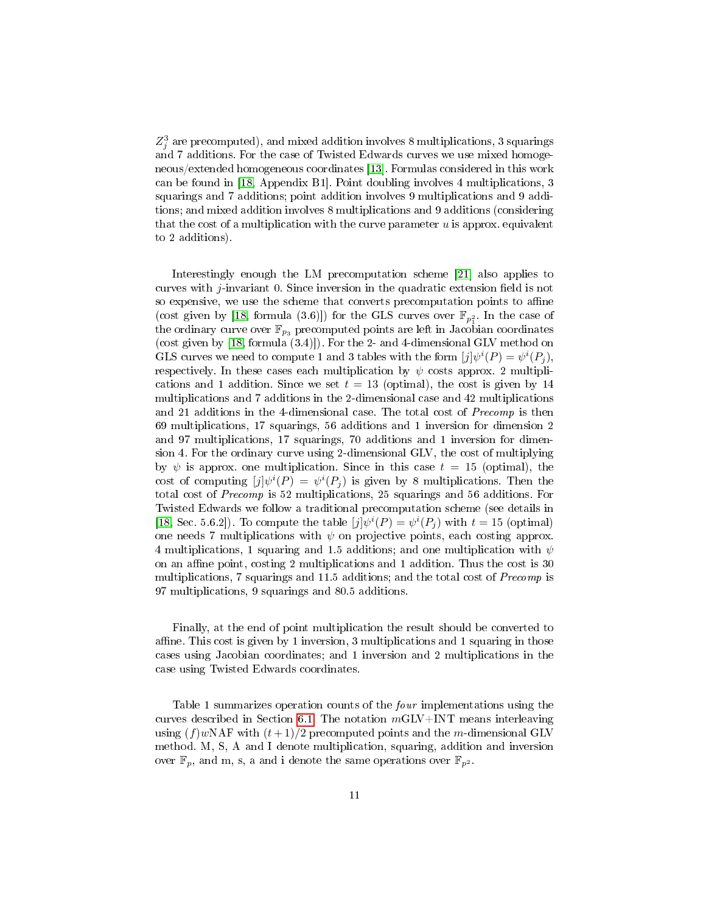$Z_j^3$ are precomputed), and mixed addition involves 8 multiplications, 3 squarings and 7 additions. For the case of Twisted Edwards curves we use mixed homogeneous/extended homogeneous coordinates [13]. Formulas considered in this work can be found in [18, Appendix B1]. Point doubling involves 4 multiplications, 3 squarings and 7 additions; point addition involves 9 multiplications and 9 additions; and mixed addition involves 8 multiplications and 9 additions (considering that the cost of a multiplication with the curve parameter $u$ is approx. equivalent to 2 additions).

Interestingly enough the LM precomputation scheme [21] also applies to curves with $j$-invariant 0. Since inversion in the quadratic extension field is not so expensive, we use the scheme that converts precomputation points to affine (cost given by [18, formula (3.6)]) for the GLS curves over $\mathbb{F}_{p_1^2}$. In the case of the ordinary curve over $\mathbb{F}_{p_3}$ precomputed points are left in Jacobian coordinates (cost given by [18, formula (3.4)]). For the 2- and 4-dimensional GLV method on GLS curves we need to compute 1 and 3 tables with the form $[j]\psi^i(P) = \psi^i(P_j)$, respectively. In these cases each multiplication by $\psi$ costs approx. 2 multiplications and 1 addition. Since we set $t = 13$ (optimal), the cost is given by 14 multiplications and 7 additions in the 2-dimensional case and 42 multiplications and 21 additions in the 4-dimensional case. The total cost of *Precomp* is then 69 multiplications, 17 squarings, 56 additions and 1 inversion for dimension 2 and 97 multiplications, 17 squarings, 70 additions and 1 inversion for dimension 4. For the ordinary curve using 2-dimensional GLV, the cost of multiplying by $\psi$ is approx. one multiplication. Since in this case $t = 15$ (optimal), the cost of computing $[j]\psi^i(P) = \psi^i(P_j)$ is given by 8 multiplications. Then the total cost of *Precomp* is 52 multiplications, 25 squarings and 56 additions. For Twisted Edwards we follow a traditional precomputation scheme (see details in [18, Sec. 5.6.2]). To compute the table $[j]\psi^i(P) = \psi^i(P_j)$ with $t = 15$ (optimal) one needs 7 multiplications with $\psi$ on projective points, each costing approx. 4 multiplications, 1 squaring and 1.5 additions; and one multiplication with $\psi$ on an affine point, costing 2 multiplications and 1 addition. Thus the cost is 30 multiplications, 7 squarings and 11.5 additions; and the total cost of *Precomp* is 97 multiplications, 9 squarings and 80.5 additions.

Finally, at the end of point multiplication the result should be converted to affine. This cost is given by 1 inversion, 3 multiplications and 1 squaring in those cases using Jacobian coordinates; and 1 inversion and 2 multiplications in the case using Twisted Edwards coordinates.

Table 1 summarizes operation counts of the *four* implementations using the curves described in Section 6.1. The notation $m$GLV+INT means interleaving using $(f)w$NAF with $(t+1)/2$ precomputed points and the $m$-dimensional GLV method. M, S, A and I denote multiplication, squaring, addition and inversion over $\mathbb{F}_p$, and m, s, a and i denote the same operations over $\mathbb{F}_{p^2}$.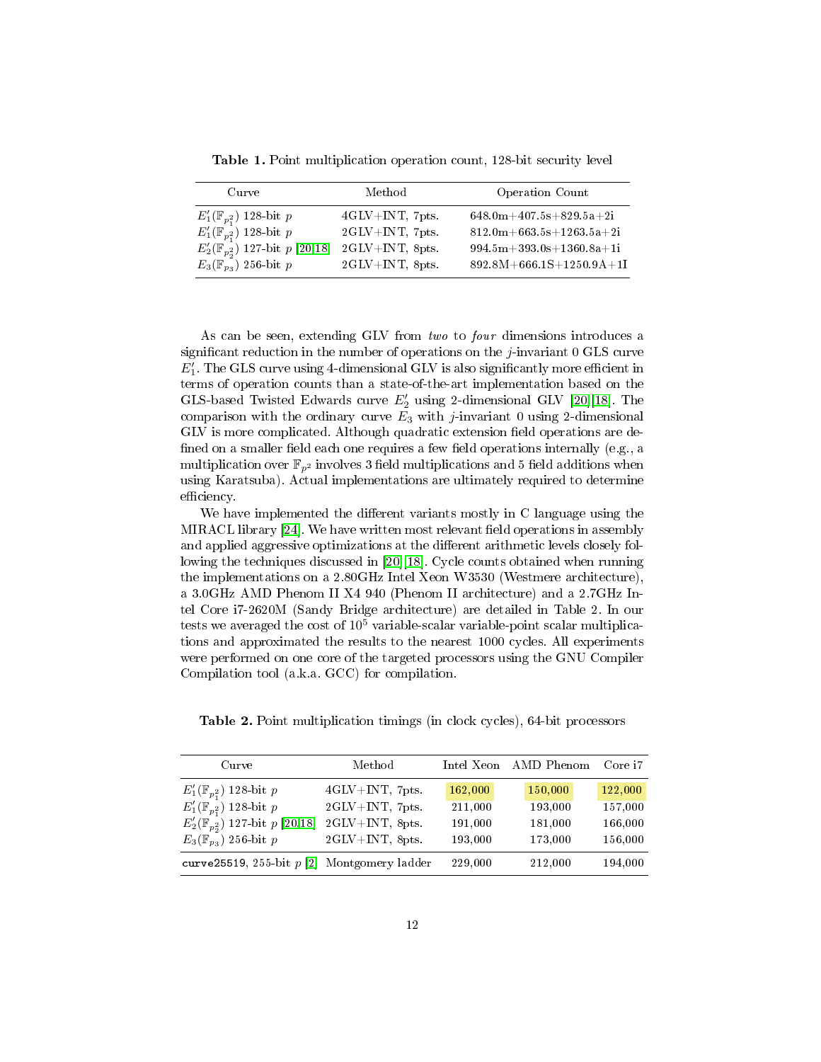**Table 1.** Point multiplication operation count, 128-bit security level

| Curve | Method | Operation Count |
|---|---|---|
| $E_1'(\mathbb{F}_{p_1^2})$ 128-bit $p$ | 4GLV+INT, 7pts. | 648.0m+407.5s+829.5a+2i |
| $E_1'(\mathbb{F}_{p_1^2})$ 128-bit $p$ | 2GLV+INT, 7pts. | 812.0m+663.5s+1263.5a+2i |
| $E_2'(\mathbb{F}_{p_2^2})$ 127-bit $p$ [20,18] | 2GLV+INT, 8pts. | 994.5m+393.0s+1360.8a+1i |
| $E_3(\mathbb{F}_{p_3})$ 256-bit $p$ | 2GLV+INT, 8pts. | 892.8M+666.1S+1250.9A+1I |

As can be seen, extending GLV from *two* to *four* dimensions introduces a significant reduction in the number of operations on the $j$-invariant 0 GLS curve $E_1'$. The GLS curve using 4-dimensional GLV is also significantly more efficient in terms of operation counts than a state-of-the-art implementation based on the GLS-based Twisted Edwards curve $E_2'$ using 2-dimensional GLV [20][18]. The comparison with the ordinary curve $E_3$ with $j$-invariant 0 using 2-dimensional GLV is more complicated. Although quadratic extension field operations are defined on a smaller field each one requires a few field operations internally (e.g., a multiplication over $\mathbb{F}_{p^2}$ involves 3 field multiplications and 5 field additions when using Karatsuba). Actual implementations are ultimately required to determine efficiency.

We have implemented the different variants mostly in C language using the MIRACL library [24]. We have written most relevant field operations in assembly and applied aggressive optimizations at the different arithmetic levels closely following the techniques discussed in [20][18]. Cycle counts obtained when running the implementations on a 2.80GHz Intel Xeon W3530 (Westmere architecture), a 3.0GHz AMD Phenom II X4 940 (Phenom II architecture) and a 2.7GHz Intel Core i7-2620M (Sandy Bridge architecture) are detailed in Table 2. In our tests we averaged the cost of $10^5$ variable-scalar variable-point scalar multiplications and approximated the results to the nearest 1000 cycles. All experiments were performed on one core of the targeted processors using the GNU Compiler Compilation tool (a.k.a. GCC) for compilation.

**Table 2.** Point multiplication timings (in clock cycles), 64-bit processors

| Curve | Method | Intel Xeon | AMD Phenom | Core i7 |
|---|---|---|---|---|
| $E_1'(\mathbb{F}_{p_1^2})$ 128-bit $p$ | 4GLV+INT, 7pts. | 162,000 | 150,000 | 122,000 |
| $E_1'(\mathbb{F}_{p_1^2})$ 128-bit $p$ | 2GLV+INT, 7pts. | 211,000 | 193,000 | 157,000 |
| $E_2'(\mathbb{F}_{p_2^2})$ 127-bit $p$ [20,18] | 2GLV+INT, 8pts. | 191,000 | 181,000 | 166,000 |
| $E_3(\mathbb{F}_{p_3})$ 256-bit $p$ | 2GLV+INT, 8pts. | 193,000 | 173,000 | 156,000 |
| curve25519, 255-bit $p$ [2] | Montgomery ladder | 229,000 | 212,000 | 194,000 |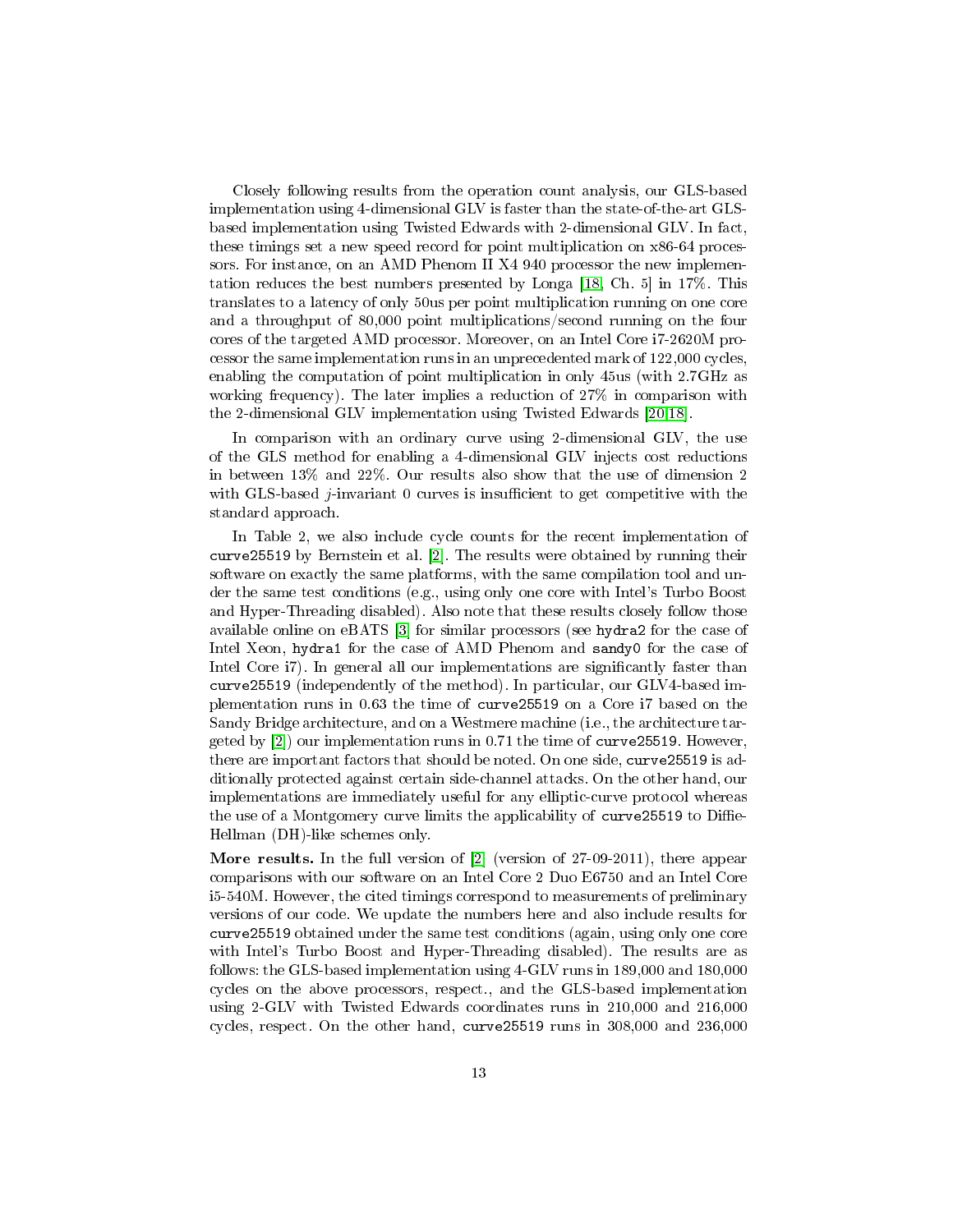Closely following results from the operation count analysis, our GLS-based implementation using 4-dimensional GLV is faster than the state-of-the-art GLS-based implementation using Twisted Edwards with 2-dimensional GLV. In fact, these timings set a new speed record for point multiplication on x86-64 processors. For instance, on an AMD Phenom II X4 940 processor the new implementation reduces the best numbers presented by Longa [18, Ch. 5] in 17%. This translates to a latency of only 50us per point multiplication running on one core and a throughput of 80,000 point multiplications/second running on the four cores of the targeted AMD processor. Moreover, on an Intel Core i7-2620M processor the same implementation runs in an unprecedented mark of 122,000 cycles, enabling the computation of point multiplication in only 45us (with 2.7GHz as working frequency). The later implies a reduction of 27% in comparison with the 2-dimensional GLV implementation using Twisted Edwards [20,18].

In comparison with an ordinary curve using 2-dimensional GLV, the use of the GLS method for enabling a 4-dimensional GLV injects cost reductions in between 13% and 22%. Our results also show that the use of dimension 2 with GLS-based $j$-invariant 0 curves is insufficient to get competitive with the standard approach.

In Table 2, we also include cycle counts for the recent implementation of `curve25519` by Bernstein et al. [2]. The results were obtained by running their software on exactly the same platforms, with the same compilation tool and under the same test conditions (e.g., using only one core with Intel's Turbo Boost and Hyper-Threading disabled). Also note that these results closely follow those available online on eBATS [3] for similar processors (see `hydra2` for the case of Intel Xeon, `hydra1` for the case of AMD Phenom and `sandy0` for the case of Intel Core i7). In general all our implementations are significantly faster than `curve25519` (independently of the method). In particular, our GLV4-based implementation runs in 0.63 the time of `curve25519` on a Core i7 based on the Sandy Bridge architecture, and on a Westmere machine (i.e., the architecture targeted by [2]) our implementation runs in 0.71 the time of `curve25519`. However, there are important factors that should be noted. On one side, `curve25519` is additionally protected against certain side-channel attacks. On the other hand, our implementations are immediately useful for any elliptic-curve protocol whereas the use of a Montgomery curve limits the applicability of `curve25519` to Diffie-Hellman (DH)-like schemes only.

**More results.** In the full version of [2] (version of 27-09-2011), there appear comparisons with our software on an Intel Core 2 Duo E6750 and an Intel Core i5-540M. However, the cited timings correspond to measurements of preliminary versions of our code. We update the numbers here and also include results for `curve25519` obtained under the same test conditions (again, using only one core with Intel's Turbo Boost and Hyper-Threading disabled). The results are as follows: the GLS-based implementation using 4-GLV runs in 189,000 and 180,000 cycles on the above processors, respect., and the GLS-based implementation using 2-GLV with Twisted Edwards coordinates runs in 210,000 and 216,000 cycles, respect. On the other hand, `curve25519` runs in 308,000 and 236,000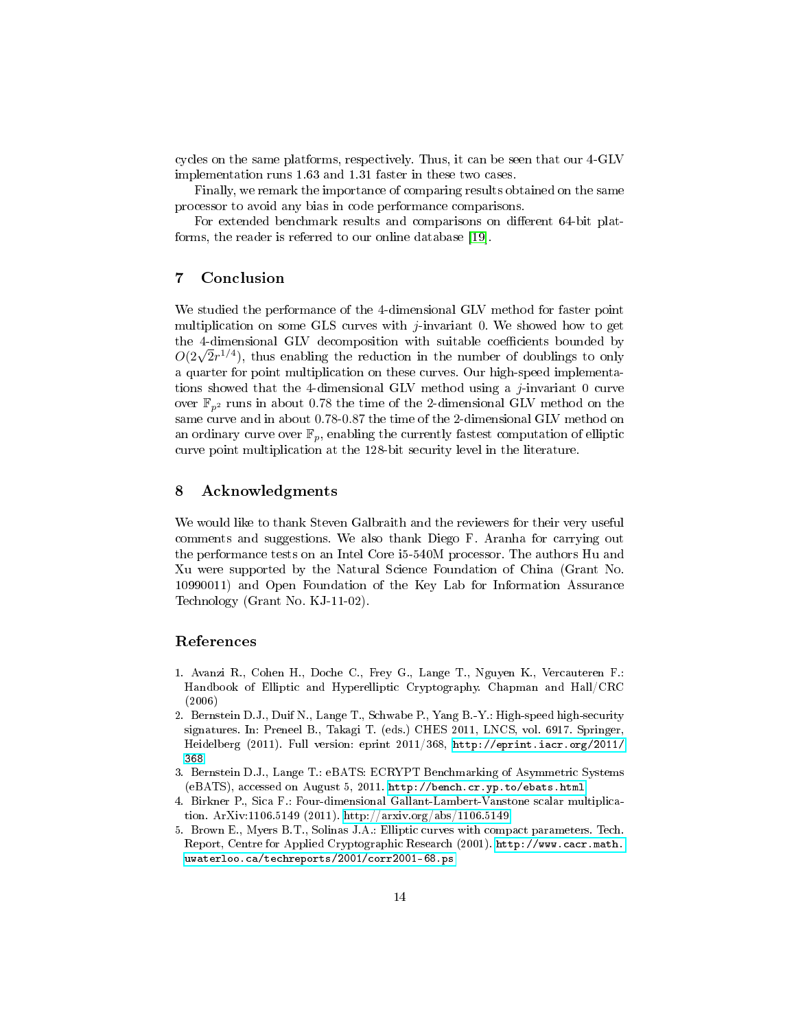cycles on the same platforms, respectively. Thus, it can be seen that our 4-GLV implementation runs 1.63 and 1.31 faster in these two cases.

Finally, we remark the importance of comparing results obtained on the same processor to avoid any bias in code performance comparisons.

For extended benchmark results and comparisons on different 64-bit platforms, the reader is referred to our online database [19].

## 7 Conclusion

We studied the performance of the 4-dimensional GLV method for faster point multiplication on some GLS curves with $j$-invariant 0. We showed how to get the 4-dimensional GLV decomposition with suitable coefficients bounded by $O(2\sqrt{2}r^{1/4})$, thus enabling the reduction in the number of doublings to only a quarter for point multiplication on these curves. Our high-speed implementations showed that the 4-dimensional GLV method using a $j$-invariant 0 curve over $\mathbb{F}_{p^2}$ runs in about 0.78 the time of the 2-dimensional GLV method on the same curve and in about 0.78-0.87 the time of the 2-dimensional GLV method on an ordinary curve over $\mathbb{F}_p$, enabling the currently fastest computation of elliptic curve point multiplication at the 128-bit security level in the literature.

## 8 Acknowledgments

We would like to thank Steven Galbraith and the reviewers for their very useful comments and suggestions. We also thank Diego F. Aranha for carrying out the performance tests on an Intel Core i5-540M processor. The authors Hu and Xu were supported by the Natural Science Foundation of China (Grant No. 10990011) and Open Foundation of the Key Lab for Information Assurance Technology (Grant No. KJ-11-02).

## References

1. Avanzi R., Cohen H., Doche C., Frey G., Lange T., Nguyen K., Vercauteren F.: Handbook of Elliptic and Hyperelliptic Cryptography. Chapman and Hall/CRC (2006)
2. Bernstein D.J., Duif N., Lange T., Schwabe P., Yang B.-Y.: High-speed high-security signatures. In: Preneel B., Takagi T. (eds.) CHES 2011, LNCS, vol. 6917. Springer, Heidelberg (2011). Full version: eprint 2011/368, http://eprint.iacr.org/2011/368
3. Bernstein D.J., Lange T.: eBATS: ECRYPT Benchmarking of Asymmetric Systems (eBATS), accessed on August 5, 2011. http://bench.cr.yp.to/ebats.html
4. Birkner P., Sica F.: Four-dimensional Gallant-Lambert-Vanstone scalar multiplication. ArXiv:1106.5149 (2011). http://arxiv.org/abs/1106.5149
5. Brown E., Myers B.T., Solinas J.A.: Elliptic curves with compact parameters. Tech. Report, Centre for Applied Cryptographic Research (2001). http://www.cacr.math.uwaterloo.ca/techreports/2001/corr2001-68.ps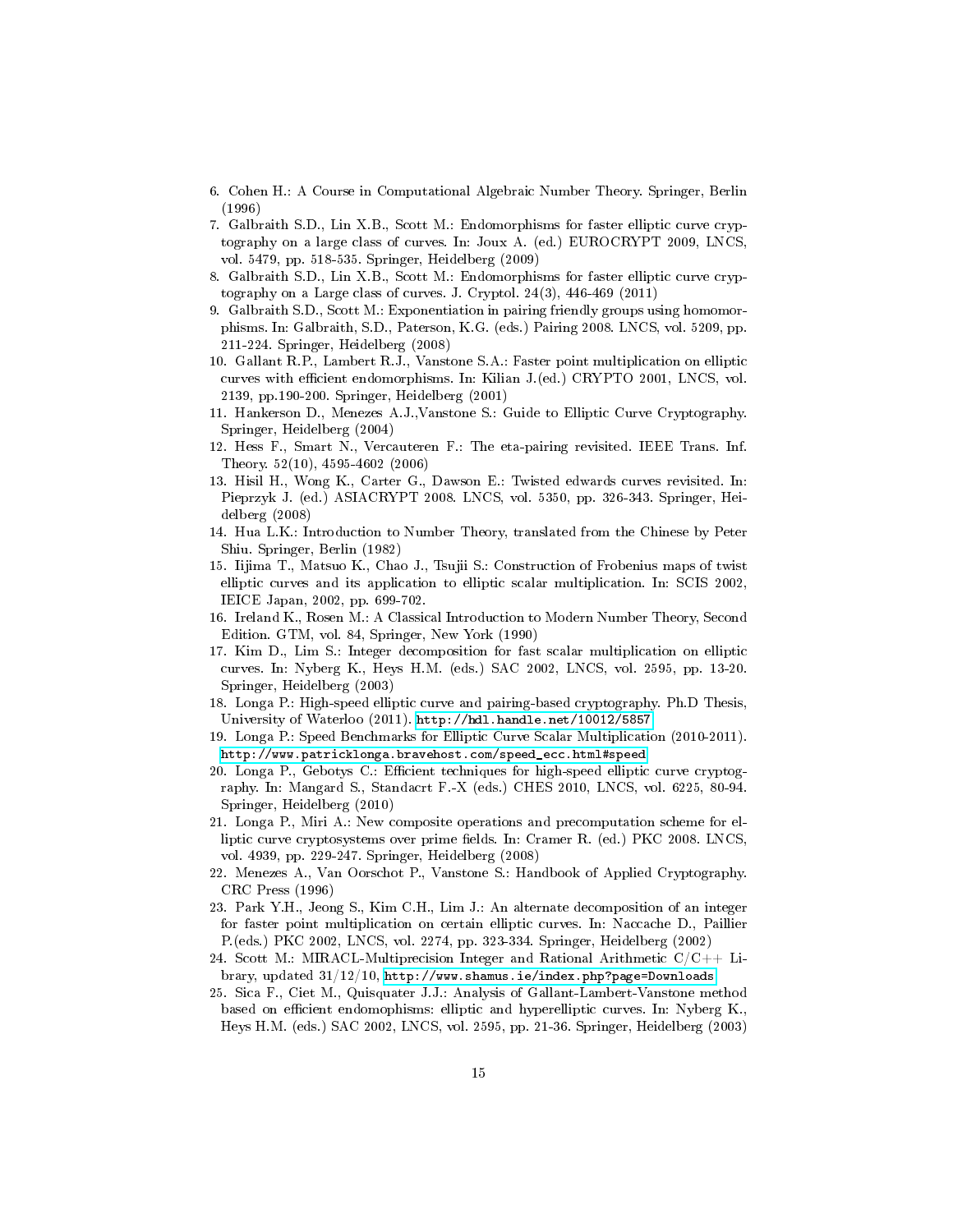6. Cohen H.: A Course in Computational Algebraic Number Theory. Springer, Berlin (1996)
7. Galbraith S.D., Lin X.B., Scott M.: Endomorphisms for faster elliptic curve cryptography on a large class of curves. In: Joux A. (ed.) EUROCRYPT 2009, LNCS, vol. 5479, pp. 518-535. Springer, Heidelberg (2009)
8. Galbraith S.D., Lin X.B., Scott M.: Endomorphisms for faster elliptic curve cryptography on a Large class of curves. J. Cryptol. 24(3), 446-469 (2011)
9. Galbraith S.D., Scott M.: Exponentiation in pairing friendly groups using homomorphisms. In: Galbraith, S.D., Paterson, K.G. (eds.) Pairing 2008. LNCS, vol. 5209, pp. 211-224. Springer, Heidelberg (2008)
10. Gallant R.P., Lambert R.J., Vanstone S.A.: Faster point multiplication on elliptic curves with efficient endomorphisms. In: Kilian J.(ed.) CRYPTO 2001, LNCS, vol. 2139, pp.190-200. Springer, Heidelberg (2001)
11. Hankerson D., Menezes A.J.,Vanstone S.: Guide to Elliptic Curve Cryptography. Springer, Heidelberg (2004)
12. Hess F., Smart N., Vercauteren F.: The eta-pairing revisited. IEEE Trans. Inf. Theory. 52(10), 4595-4602 (2006)
13. Hisil H., Wong K., Carter G., Dawson E.: Twisted edwards curves revisited. In: Pieprzyk J. (ed.) ASIACRYPT 2008. LNCS, vol. 5350, pp. 326-343. Springer, Heidelberg (2008)
14. Hua L.K.: Introduction to Number Theory, translated from the Chinese by Peter Shiu. Springer, Berlin (1982)
15. Iijima T., Matsuo K., Chao J., Tsujii S.: Construction of Frobenius maps of twist elliptic curves and its application to elliptic scalar multiplication. In: SCIS 2002, IEICE Japan, 2002, pp. 699-702.
16. Ireland K., Rosen M.: A Classical Introduction to Modern Number Theory, Second Edition. GTM, vol. 84, Springer, New York (1990)
17. Kim D., Lim S.: Integer decomposition for fast scalar multiplication on elliptic curves. In: Nyberg K., Heys H.M. (eds.) SAC 2002, LNCS, vol. 2595, pp. 13-20. Springer, Heidelberg (2003)
18. Longa P.: High-speed elliptic curve and pairing-based cryptography. Ph.D Thesis, University of Waterloo (2011). http://hdl.handle.net/10012/5857
19. Longa P.: Speed Benchmarks for Elliptic Curve Scalar Multiplication (2010-2011). http://www.patricklonga.bravehost.com/speed_ecc.html#speed
20. Longa P., Gebotys C.: Efficient techniques for high-speed elliptic curve cryptography. In: Mangard S., Standacrt F.-X (eds.) CHES 2010, LNCS, vol. 6225, 80-94. Springer, Heidelberg (2010)
21. Longa P., Miri A.: New composite operations and precomputation scheme for elliptic curve cryptosystems over prime fields. In: Cramer R. (ed.) PKC 2008. LNCS, vol. 4939, pp. 229-247. Springer, Heidelberg (2008)
22. Menezes A., Van Oorschot P., Vanstone S.: Handbook of Applied Cryptography. CRC Press (1996)
23. Park Y.H., Jeong S., Kim C.H., Lim J.: An alternate decomposition of an integer for faster point multiplication on certain elliptic curves. In: Naccache D., Paillier P.(eds.) PKC 2002, LNCS, vol. 2274, pp. 323-334. Springer, Heidelberg (2002)
24. Scott M.: MIRACL-Multiprecision Integer and Rational Arithmetic C/C++ Library, updated 31/12/10, http://www.shamus.ie/index.php?page=Downloads
25. Sica F., Ciet M., Quisquater J.J.: Analysis of Gallant-Lambert-Vanstone method based on efficient endomophisms: elliptic and hyperelliptic curves. In: Nyberg K., Heys H.M. (eds.) SAC 2002, LNCS, vol. 2595, pp. 21-36. Springer, Heidelberg (2003)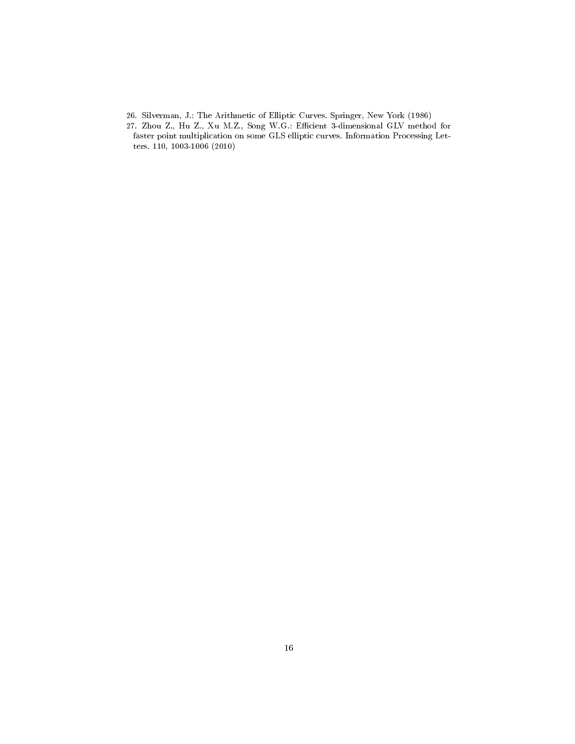26. Silverman, J.: The Arithmetic of Elliptic Curves. Springer, New York (1986)
27. Zhou Z., Hu Z., Xu M.Z., Song W.G.: Efficient 3-dimensional GLV method for faster point multiplication on some GLS elliptic curves. Information Processing Letters. 110, 1003-1006 (2010)